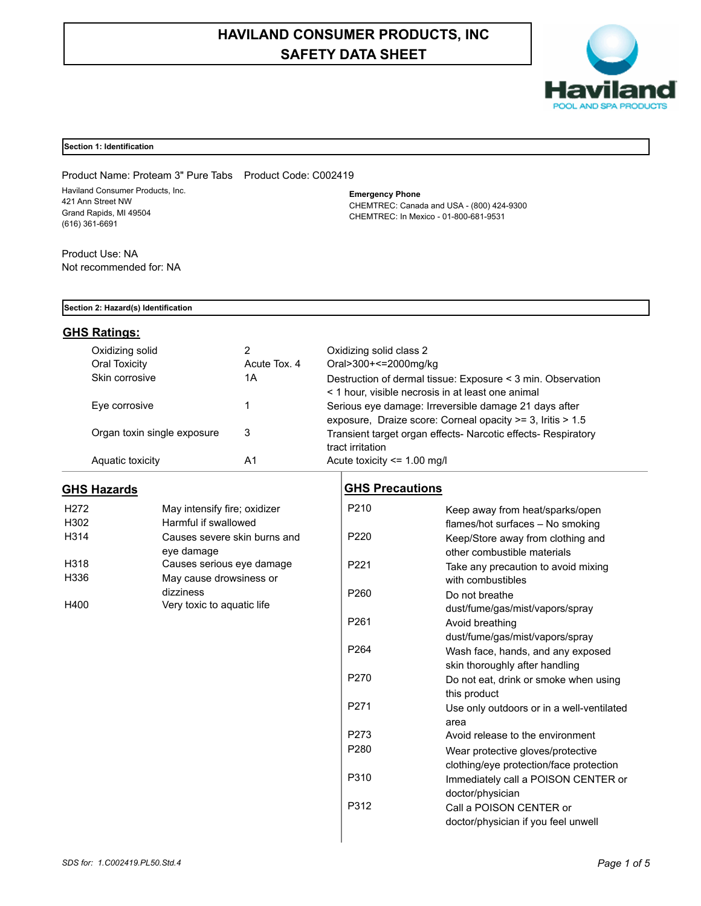# HAVILAND CONSUMER PRODUCTS, INC
# SAFETY DATA SHEET

Haviland
POOL AND SPA PRODUCTS

## Section 1: Identification

Product Name: Proteam 3" Pure Tabs    Product Code: C002419

Haviland Consumer Products, Inc.
421 Ann Street NW
Grand Rapids, MI 49504
(616) 361-6691

**Emergency Phone**
CHEMTREC: Canada and USA - (800) 424-9300
CHEMTREC: In Mexico - 01-800-681-9531

Product Use: NA
Not recommended for: NA

## Section 2: Hazard(s) Identification

### GHS Ratings:

| | | |
|---|---|---|
| Oxidizing solid | 2 | Oxidizing solid class 2 |
| Oral Toxicity | Acute Tox. 4 | Oral>300+<=2000mg/kg |
| Skin corrosive | 1A | Destruction of dermal tissue: Exposure < 3 min. Observation < 1 hour, visible necrosis in at least one animal |
| Eye corrosive | 1 | Serious eye damage: Irreversible damage 21 days after exposure, Draize score: Corneal opacity >= 3, Iritis > 1.5 |
| Organ toxin single exposure | 3 | Transient target organ effects- Narcotic effects- Respiratory tract irritation |
| Aquatic toxicity | A1 | Acute toxicity <= 1.00 mg/l |

### GHS Hazards

| | |
|---|---|
| H272 | May intensify fire; oxidizer |
| H302 | Harmful if swallowed |
| H314 | Causes severe skin burns and eye damage |
| H318 | Causes serious eye damage |
| H336 | May cause drowsiness or dizziness |
| H400 | Very toxic to aquatic life |

### GHS Precautions

| | |
|---|---|
| P210 | Keep away from heat/sparks/open flames/hot surfaces – No smoking |
| P220 | Keep/Store away from clothing and other combustible materials |
| P221 | Take any precaution to avoid mixing with combustibles |
| P260 | Do not breathe dust/fume/gas/mist/vapors/spray |
| P261 | Avoid breathing dust/fume/gas/mist/vapors/spray |
| P264 | Wash face, hands, and any exposed skin thoroughly after handling |
| P270 | Do not eat, drink or smoke when using this product |
| P271 | Use only outdoors or in a well-ventilated area |
| P273 | Avoid release to the environment |
| P280 | Wear protective gloves/protective clothing/eye protection/face protection |
| P310 | Immediately call a POISON CENTER or doctor/physician |
| P312 | Call a POISON CENTER or doctor/physician if you feel unwell |

*SDS for: 1.C002419.PL50.Std.4*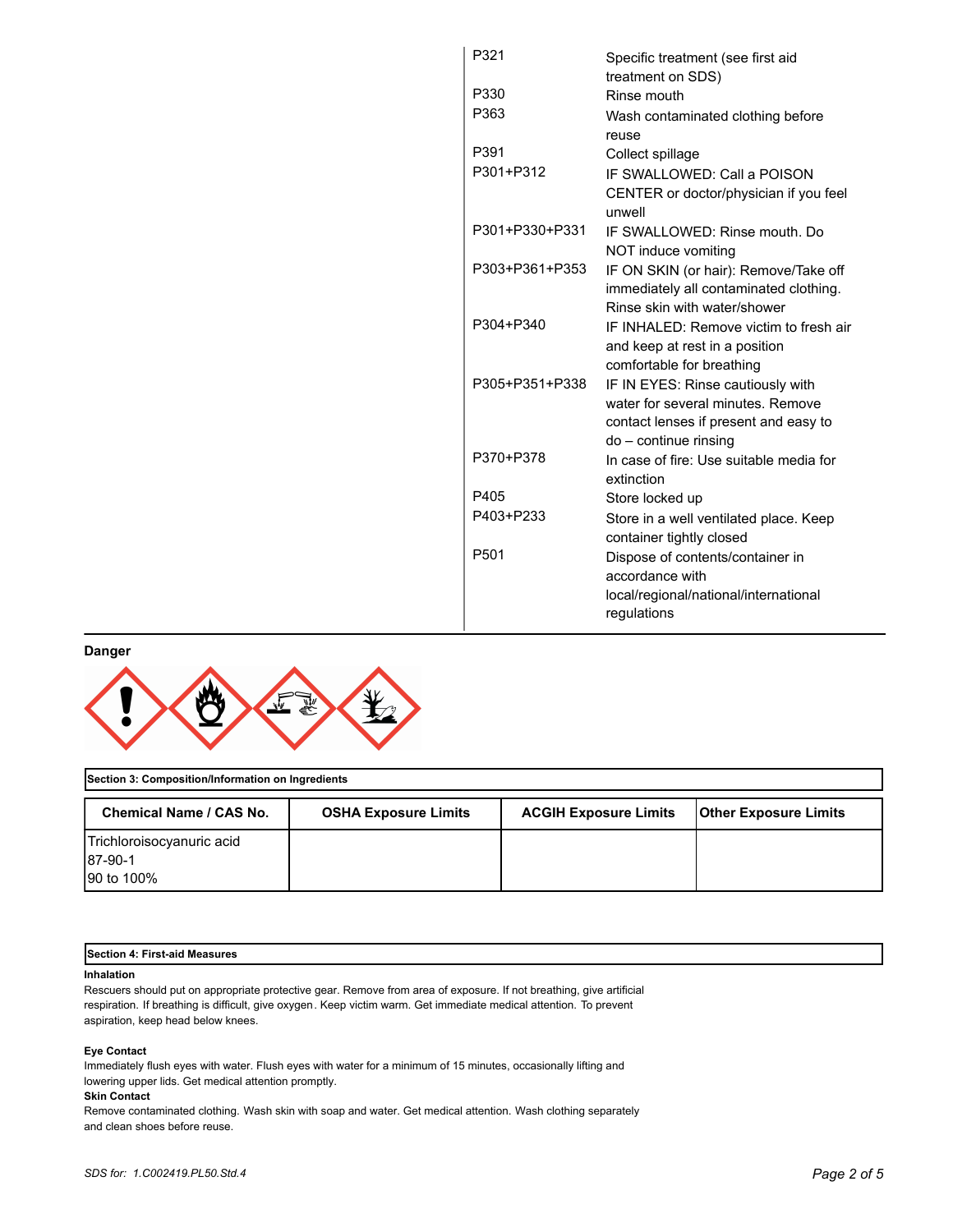| | |
|---|---|
| P321 | Specific treatment (see first aid treatment on SDS) |
| P330 | Rinse mouth |
| P363 | Wash contaminated clothing before reuse |
| P391 | Collect spillage |
| P301+P312 | IF SWALLOWED: Call a POISON CENTER or doctor/physician if you feel unwell |
| P301+P330+P331 | IF SWALLOWED: Rinse mouth. Do NOT induce vomiting |
| P303+P361+P353 | IF ON SKIN (or hair): Remove/Take off immediately all contaminated clothing. Rinse skin with water/shower |
| P304+P340 | IF INHALED: Remove victim to fresh air and keep at rest in a position comfortable for breathing |
| P305+P351+P338 | IF IN EYES: Rinse cautiously with water for several minutes. Remove contact lenses if present and easy to do – continue rinsing |
| P370+P378 | In case of fire: Use suitable media for extinction |
| P405 | Store locked up |
| P403+P233 | Store in a well ventilated place. Keep container tightly closed |
| P501 | Dispose of contents/container in accordance with local/regional/national/international regulations |

**Danger**

**Section 3: Composition/Information on Ingredients**

| Chemical Name / CAS No. | OSHA Exposure Limits | ACGIH Exposure Limits | Other Exposure Limits |
|---|---|---|---|
| Trichloroisocyanuric acid<br>87-90-1<br>90 to 100% | | | |

**Section 4: First-aid Measures**

**Inhalation**

Rescuers should put on appropriate protective gear. Remove from area of exposure. If not breathing, give artificial respiration. If breathing is difficult, give oxygen. Keep victim warm. Get immediate medical attention. To prevent aspiration, keep head below knees.

**Eye Contact**

Immediately flush eyes with water. Flush eyes with water for a minimum of 15 minutes, occasionally lifting and lowering upper lids. Get medical attention promptly.

**Skin Contact**

Remove contaminated clothing. Wash skin with soap and water. Get medical attention. Wash clothing separately and clean shoes before reuse.

*SDS for: 1.C002419.PL50.Std.4*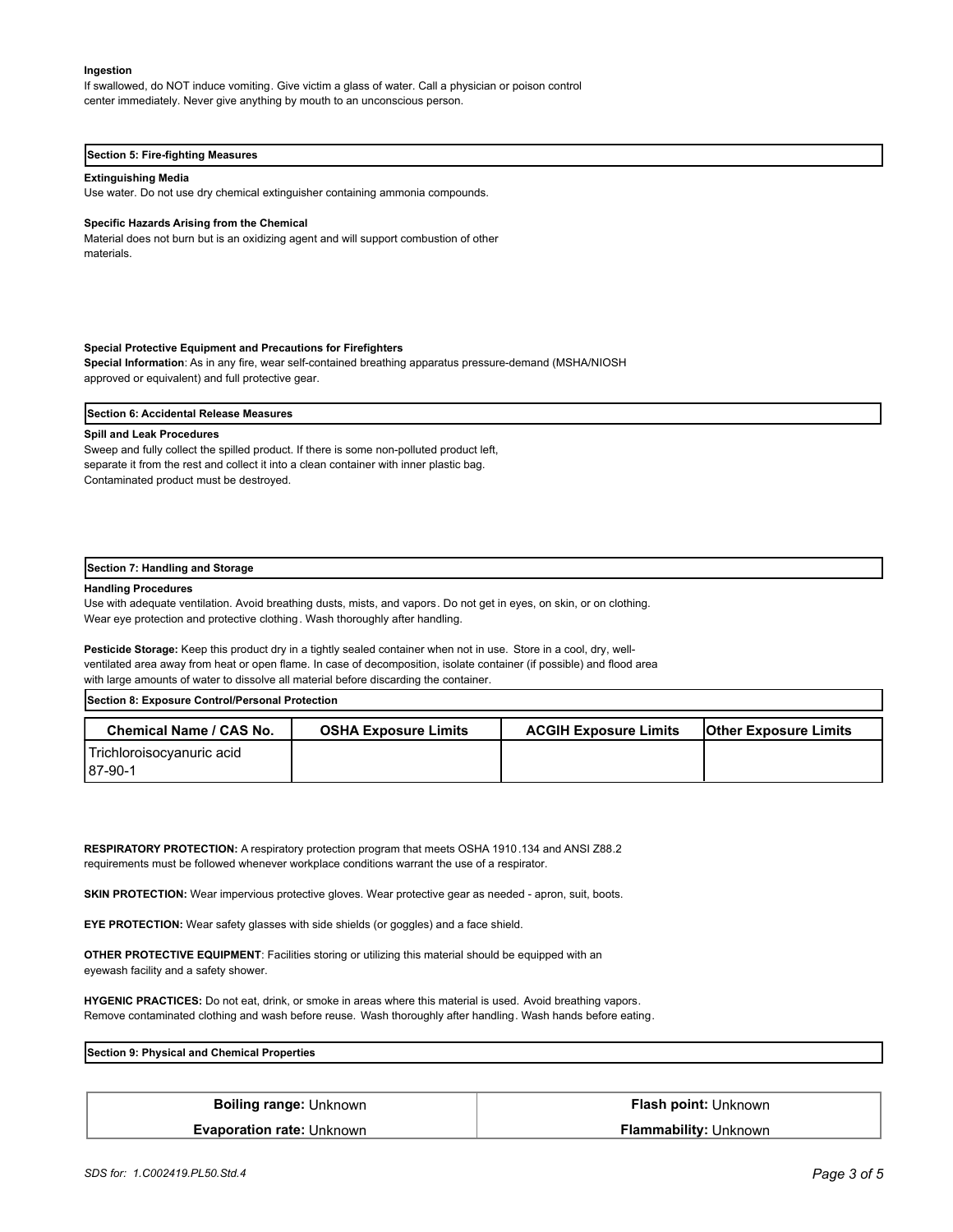**Ingestion**

If swallowed, do NOT induce vomiting. Give victim a glass of water. Call a physician or poison control center immediately. Never give anything by mouth to an unconscious person.

## Section 5: Fire-fighting Measures

**Extinguishing Media**

Use water. Do not use dry chemical extinguisher containing ammonia compounds.

**Specific Hazards Arising from the Chemical**

Material does not burn but is an oxidizing agent and will support combustion of other materials.

**Special Protective Equipment and Precautions for Firefighters**

**Special Information**: As in any fire, wear self-contained breathing apparatus pressure-demand (MSHA/NIOSH approved or equivalent) and full protective gear.

## Section 6: Accidental Release Measures

**Spill and Leak Procedures**

Sweep and fully collect the spilled product. If there is some non-polluted product left, separate it from the rest and collect it into a clean container with inner plastic bag. Contaminated product must be destroyed.

## Section 7: Handling and Storage

**Handling Procedures**

Use with adequate ventilation. Avoid breathing dusts, mists, and vapors. Do not get in eyes, on skin, or on clothing. Wear eye protection and protective clothing. Wash thoroughly after handling.

**Pesticide Storage:** Keep this product dry in a tightly sealed container when not in use. Store in a cool, dry, well-ventilated area away from heat or open flame. In case of decomposition, isolate container (if possible) and flood area with large amounts of water to dissolve all material before discarding the container.

## Section 8: Exposure Control/Personal Protection

| Chemical Name / CAS No. | OSHA Exposure Limits | ACGIH Exposure Limits | Other Exposure Limits |
|---|---|---|---|
| Trichloroisocyanuric acid 87-90-1 | | | |

**RESPIRATORY PROTECTION:** A respiratory protection program that meets OSHA 1910.134 and ANSI Z88.2 requirements must be followed whenever workplace conditions warrant the use of a respirator.

**SKIN PROTECTION:** Wear impervious protective gloves. Wear protective gear as needed - apron, suit, boots.

**EYE PROTECTION:** Wear safety glasses with side shields (or goggles) and a face shield.

**OTHER PROTECTIVE EQUIPMENT**: Facilities storing or utilizing this material should be equipped with an eyewash facility and a safety shower.

**HYGENIC PRACTICES:** Do not eat, drink, or smoke in areas where this material is used. Avoid breathing vapors. Remove contaminated clothing and wash before reuse. Wash thoroughly after handling. Wash hands before eating.

## Section 9: Physical and Chemical Properties

| | |
|---|---|
| **Boiling range:** Unknown | **Flash point:** Unknown |
| **Evaporation rate:** Unknown | **Flammability:** Unknown |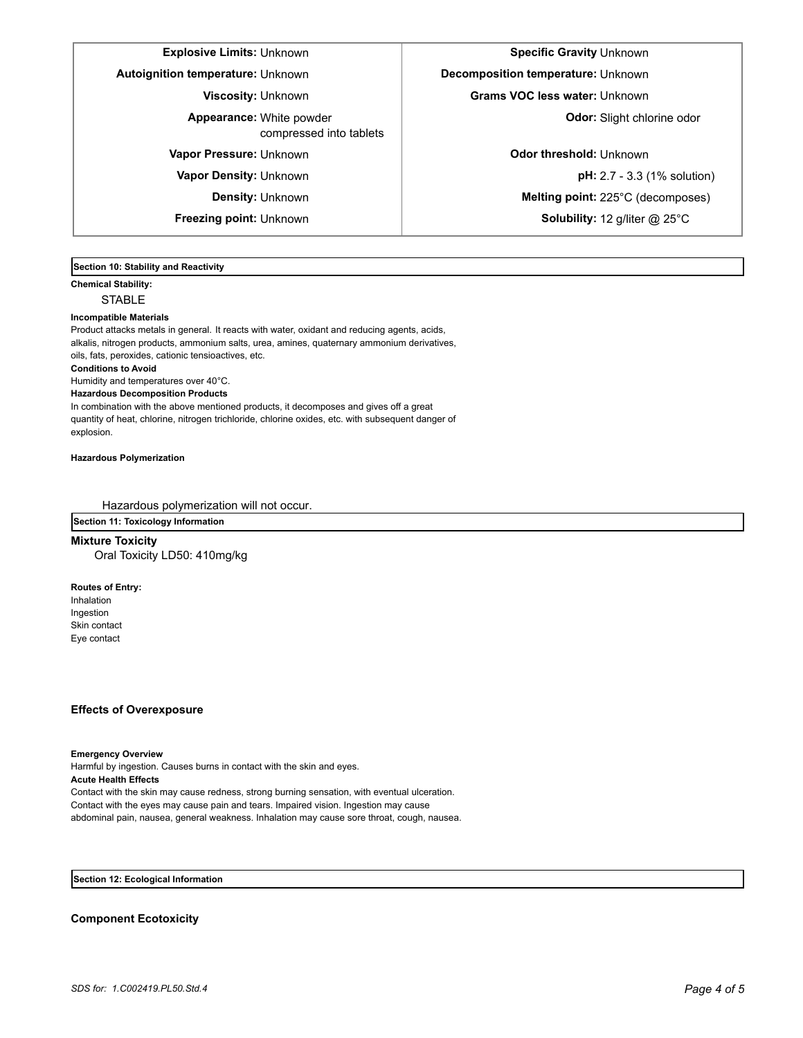| Property | Value | Property | Value |
|---|---|---|---|
| **Explosive Limits:** | Unknown | **Specific Gravity** | Unknown |
| **Autoignition temperature:** | Unknown | **Decomposition temperature:** | Unknown |
| **Viscosity:** | Unknown | **Grams VOC less water:** | Unknown |
| **Appearance:** | White powder compressed into tablets | **Odor:** | Slight chlorine odor |
| **Vapor Pressure:** | Unknown | **Odor threshold:** | Unknown |
| **Vapor Density:** | Unknown | **pH:** | 2.7 - 3.3 (1% solution) |
| **Density:** | Unknown | **Melting point:** | 225°C (decomposes) |
| **Freezing point:** | Unknown | **Solubility:** | 12 g/liter @ 25°C |

## Section 10: Stability and Reactivity

**Chemical Stability:**

STABLE

**Incompatible Materials**

Product attacks metals in general. It reacts with water, oxidant and reducing agents, acids, alkalis, nitrogen products, ammonium salts, urea, amines, quaternary ammonium derivatives, oils, fats, peroxides, cationic tensioactives, etc.

**Conditions to Avoid**

Humidity and temperatures over 40°C.

**Hazardous Decomposition Products**

In combination with the above mentioned products, it decomposes and gives off a great quantity of heat, chlorine, nitrogen trichloride, chlorine oxides, etc. with subsequent danger of explosion.

**Hazardous Polymerization**

Hazardous polymerization will not occur.

## Section 11: Toxicology Information

**Mixture Toxicity**

Oral Toxicity LD50: 410mg/kg

**Routes of Entry:**

Inhalation
Ingestion
Skin contact
Eye contact

**Effects of Overexposure**

**Emergency Overview**

Harmful by ingestion. Causes burns in contact with the skin and eyes.

**Acute Health Effects**

Contact with the skin may cause redness, strong burning sensation, with eventual ulceration. Contact with the eyes may cause pain and tears. Impaired vision. Ingestion may cause abdominal pain, nausea, general weakness. Inhalation may cause sore throat, cough, nausea.

## Section 12: Ecological Information

**Component Ecotoxicity**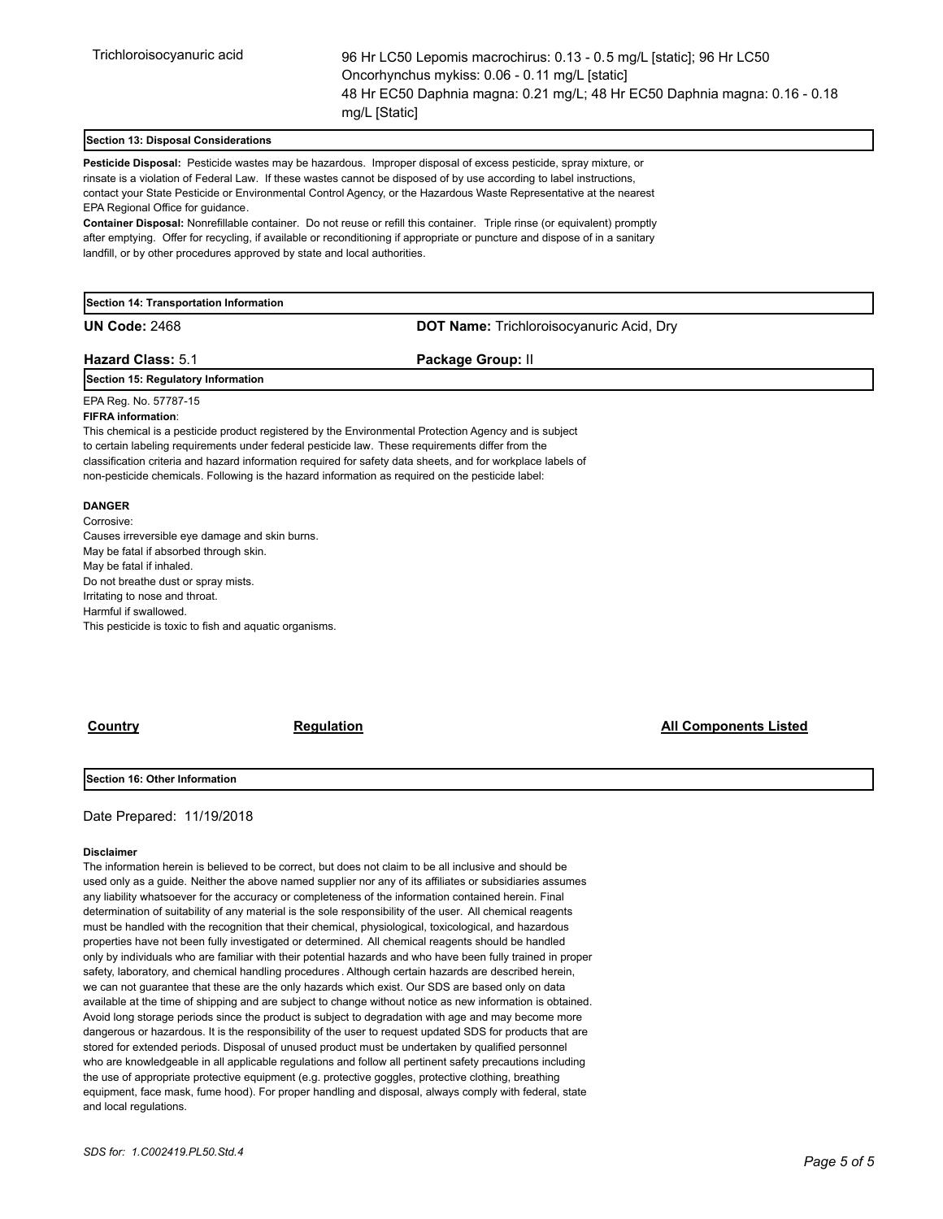| | |
|---|---|
| Trichloroisocyanuric acid | 96 Hr LC50 Lepomis macrochirus: 0.13 - 0.5 mg/L [static]; 96 Hr LC50 Oncorhynchus mykiss: 0.06 - 0.11 mg/L [static]<br>48 Hr EC50 Daphnia magna: 0.21 mg/L; 48 Hr EC50 Daphnia magna: 0.16 - 0.18 mg/L [Static] |

## Section 13: Disposal Considerations

**Pesticide Disposal:** Pesticide wastes may be hazardous. Improper disposal of excess pesticide, spray mixture, or rinsate is a violation of Federal Law. If these wastes cannot be disposed of by use according to label instructions, contact your State Pesticide or Environmental Control Agency, or the Hazardous Waste Representative at the nearest EPA Regional Office for guidance.

**Container Disposal:** Nonrefillable container. Do not reuse or refill this container. Triple rinse (or equivalent) promptly after emptying. Offer for recycling, if available or reconditioning if appropriate or puncture and dispose of in a sanitary landfill, or by other procedures approved by state and local authorities.

## Section 14: Transportation Information

**UN Code:** 2468

**DOT Name:** Trichloroisocyanuric Acid, Dry

**Hazard Class:** 5.1

**Package Group:** II

## Section 15: Regulatory Information

EPA Reg. No. 57787-15

**FIFRA information**:

This chemical is a pesticide product registered by the Environmental Protection Agency and is subject to certain labeling requirements under federal pesticide law. These requirements differ from the classification criteria and hazard information required for safety data sheets, and for workplace labels of non-pesticide chemicals. Following is the hazard information as required on the pesticide label:

**DANGER**

Corrosive:

Causes irreversible eye damage and skin burns.

May be fatal if absorbed through skin.

May be fatal if inhaled.

Do not breathe dust or spray mists.

Irritating to nose and throat.

Harmful if swallowed.

This pesticide is toxic to fish and aquatic organisms.

| Country | Regulation | All Components Listed |
|---|---|---|

## Section 16: Other Information

Date Prepared: 11/19/2018

**Disclaimer**

The information herein is believed to be correct, but does not claim to be all inclusive and should be used only as a guide. Neither the above named supplier nor any of its affiliates or subsidiaries assumes any liability whatsoever for the accuracy or completeness of the information contained herein. Final determination of suitability of any material is the sole responsibility of the user. All chemical reagents must be handled with the recognition that their chemical, physiological, toxicological, and hazardous properties have not been fully investigated or determined. All chemical reagents should be handled only by individuals who are familiar with their potential hazards and who have been fully trained in proper safety, laboratory, and chemical handling procedures . Although certain hazards are described herein, we can not guarantee that these are the only hazards which exist. Our SDS are based only on data available at the time of shipping and are subject to change without notice as new information is obtained. Avoid long storage periods since the product is subject to degradation with age and may become more dangerous or hazardous. It is the responsibility of the user to request updated SDS for products that are stored for extended periods. Disposal of unused product must be undertaken by qualified personnel who are knowledgeable in all applicable regulations and follow all pertinent safety precautions including the use of appropriate protective equipment (e.g. protective goggles, protective clothing, breathing equipment, face mask, fume hood). For proper handling and disposal, always comply with federal, state and local regulations.